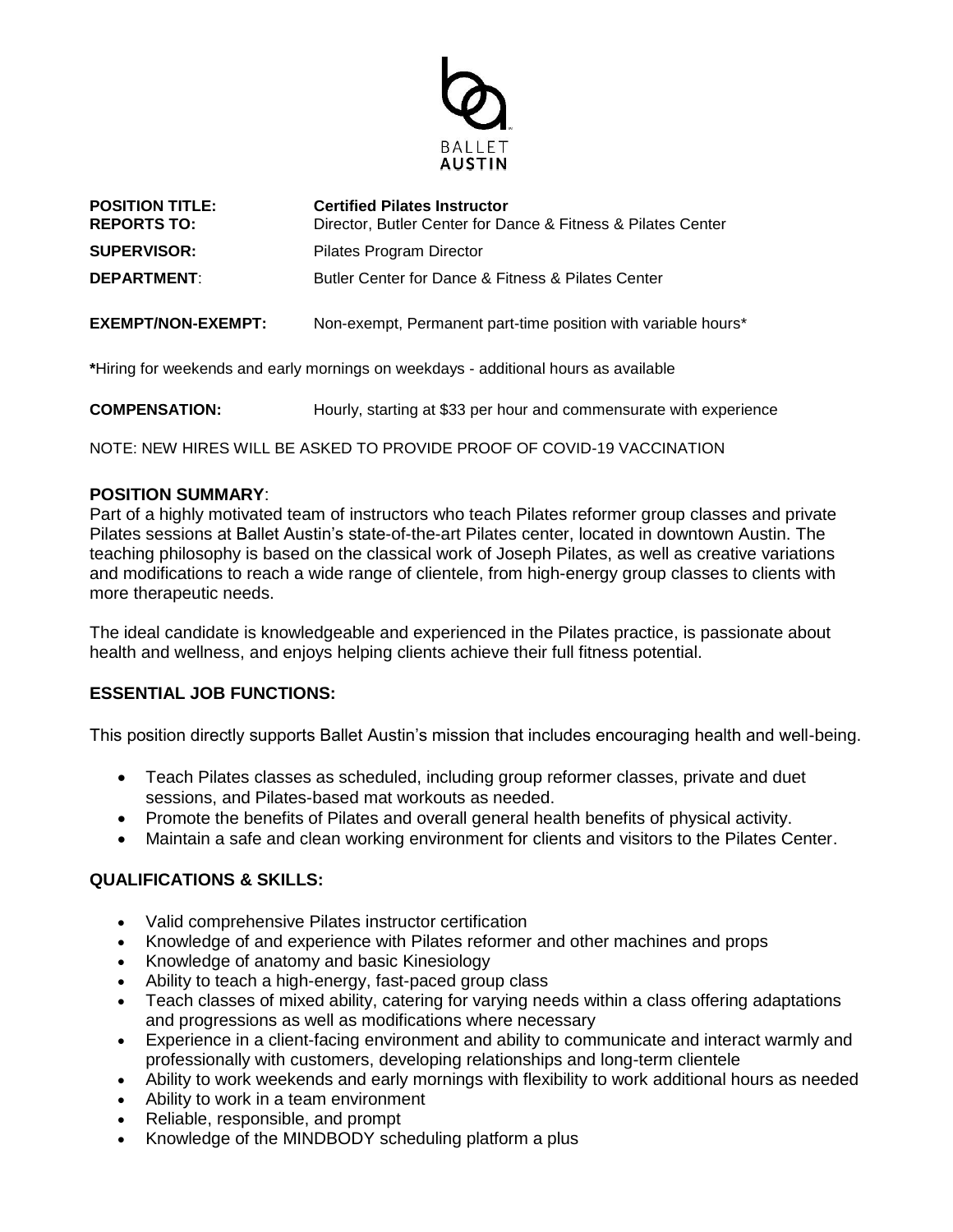**BALLET AUSTIN**

**POSITION TITLE:** **Certified Pilates Instructor**
**REPORTS TO:** Director, Butler Center for Dance & Fitness & Pilates Center

**SUPERVISOR:** Pilates Program Director

**DEPARTMENT**: Butler Center for Dance & Fitness & Pilates Center

**EXEMPT/NON-EXEMPT:** Non-exempt, Permanent part-time position with variable hours*

**\***Hiring for weekends and early mornings on weekdays - additional hours as available

**COMPENSATION:** Hourly, starting at $33 per hour and commensurate with experience

NOTE: NEW HIRES WILL BE ASKED TO PROVIDE PROOF OF COVID-19 VACCINATION

## POSITION SUMMARY:

Part of a highly motivated team of instructors who teach Pilates reformer group classes and private Pilates sessions at Ballet Austin's state-of-the-art Pilates center, located in downtown Austin. The teaching philosophy is based on the classical work of Joseph Pilates, as well as creative variations and modifications to reach a wide range of clientele, from high-energy group classes to clients with more therapeutic needs.

The ideal candidate is knowledgeable and experienced in the Pilates practice, is passionate about health and wellness, and enjoys helping clients achieve their full fitness potential.

## ESSENTIAL JOB FUNCTIONS:

This position directly supports Ballet Austin's mission that includes encouraging health and well-being.

- Teach Pilates classes as scheduled, including group reformer classes, private and duet sessions, and Pilates-based mat workouts as needed.
- Promote the benefits of Pilates and overall general health benefits of physical activity.
- Maintain a safe and clean working environment for clients and visitors to the Pilates Center.

## QUALIFICATIONS & SKILLS:

- Valid comprehensive Pilates instructor certification
- Knowledge of and experience with Pilates reformer and other machines and props
- Knowledge of anatomy and basic Kinesiology
- Ability to teach a high-energy, fast-paced group class
- Teach classes of mixed ability, catering for varying needs within a class offering adaptations and progressions as well as modifications where necessary
- Experience in a client-facing environment and ability to communicate and interact warmly and professionally with customers, developing relationships and long-term clientele
- Ability to work weekends and early mornings with flexibility to work additional hours as needed
- Ability to work in a team environment
- Reliable, responsible, and prompt
- Knowledge of the MINDBODY scheduling platform a plus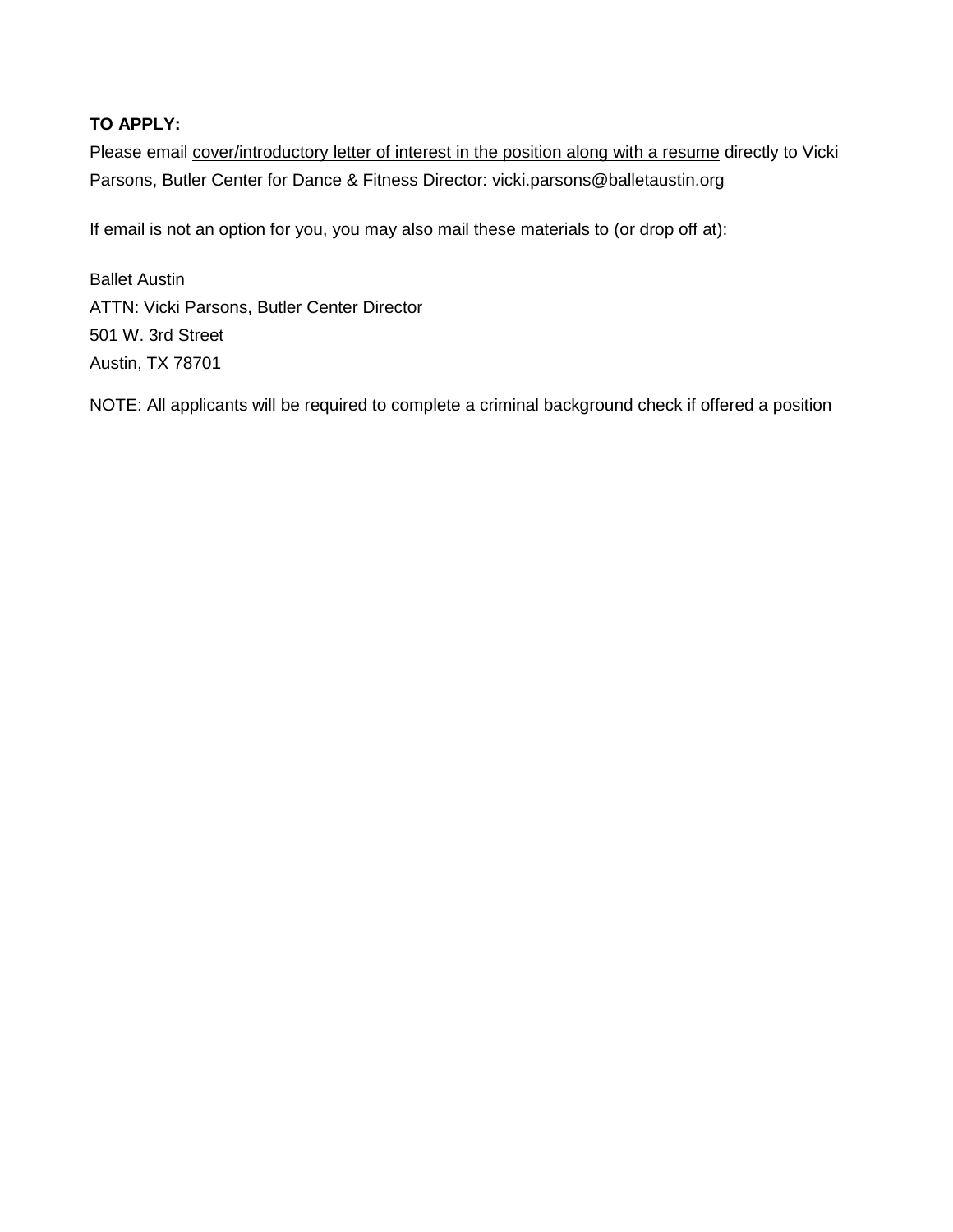**TO APPLY:**

Please email <u>cover/introductory letter of interest in the position along with a resume</u> directly to Vicki Parsons, Butler Center for Dance & Fitness Director: vicki.parsons@balletaustin.org

If email is not an option for you, you may also mail these materials to (or drop off at):

Ballet Austin  
ATTN: Vicki Parsons, Butler Center Director  
501 W. 3rd Street  
Austin, TX 78701

NOTE: All applicants will be required to complete a criminal background check if offered a position